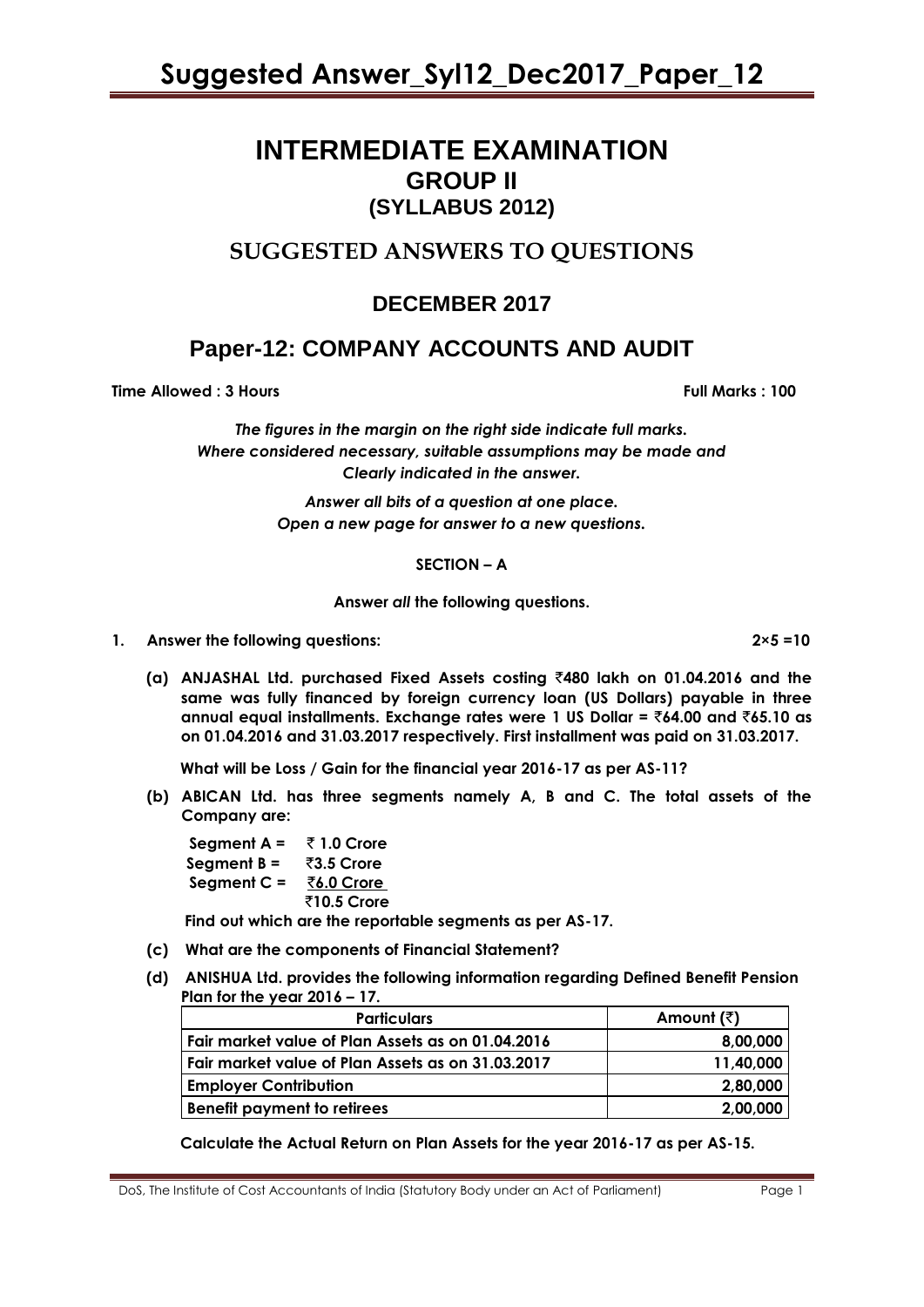# INTERMEDIATE EXAMINATION
## GROUP II
## (SYLLABUS 2012)

## SUGGESTED ANSWERS TO QUESTIONS

## DECEMBER 2017

## Paper-12: COMPANY ACCOUNTS AND AUDIT

**Time Allowed : 3 Hours** **Full Marks : 100**

***The figures in the margin on the right side indicate full marks.***
***Where considered necessary, suitable assumptions may be made and***
***Clearly indicated in the answer.***

***Answer all bits of a question at one place.***
***Open a new page for answer to a new questions.***

**SECTION – A**

**Answer *all* the following questions.**

**1. Answer the following questions: 2×5 =10**

**(a) ANJASHAL Ltd. purchased Fixed Assets costing ₹480 lakh on 01.04.2016 and the same was fully financed by foreign currency loan (US Dollars) payable in three annual equal installments. Exchange rates were 1 US Dollar = ₹64.00 and ₹65.10 as on 01.04.2016 and 31.03.2017 respectively. First installment was paid on 31.03.2017.**

**What will be Loss / Gain for the financial year 2016-17 as per AS-11?**

**(b) ABICAN Ltd. has three segments namely A, B and C. The total assets of the Company are:**

**Segment A = ₹ 1.0 Crore**
**Segment B = ₹3.5 Crore**
**Segment C = ₹6.0 Crore**
**₹10.5 Crore**

**Find out which are the reportable segments as per AS-17.**

**(c) What are the components of Financial Statement?**

**(d) ANISHUA Ltd. provides the following information regarding Defined Benefit Pension Plan for the year 2016 – 17.**

| Particulars | Amount (₹) |
|---|---|
| Fair market value of Plan Assets as on 01.04.2016 | 8,00,000 |
| Fair market value of Plan Assets as on 31.03.2017 | 11,40,000 |
| Employer Contribution | 2,80,000 |
| Benefit payment to retirees | 2,00,000 |

**Calculate the Actual Return on Plan Assets for the year 2016-17 as per AS-15.**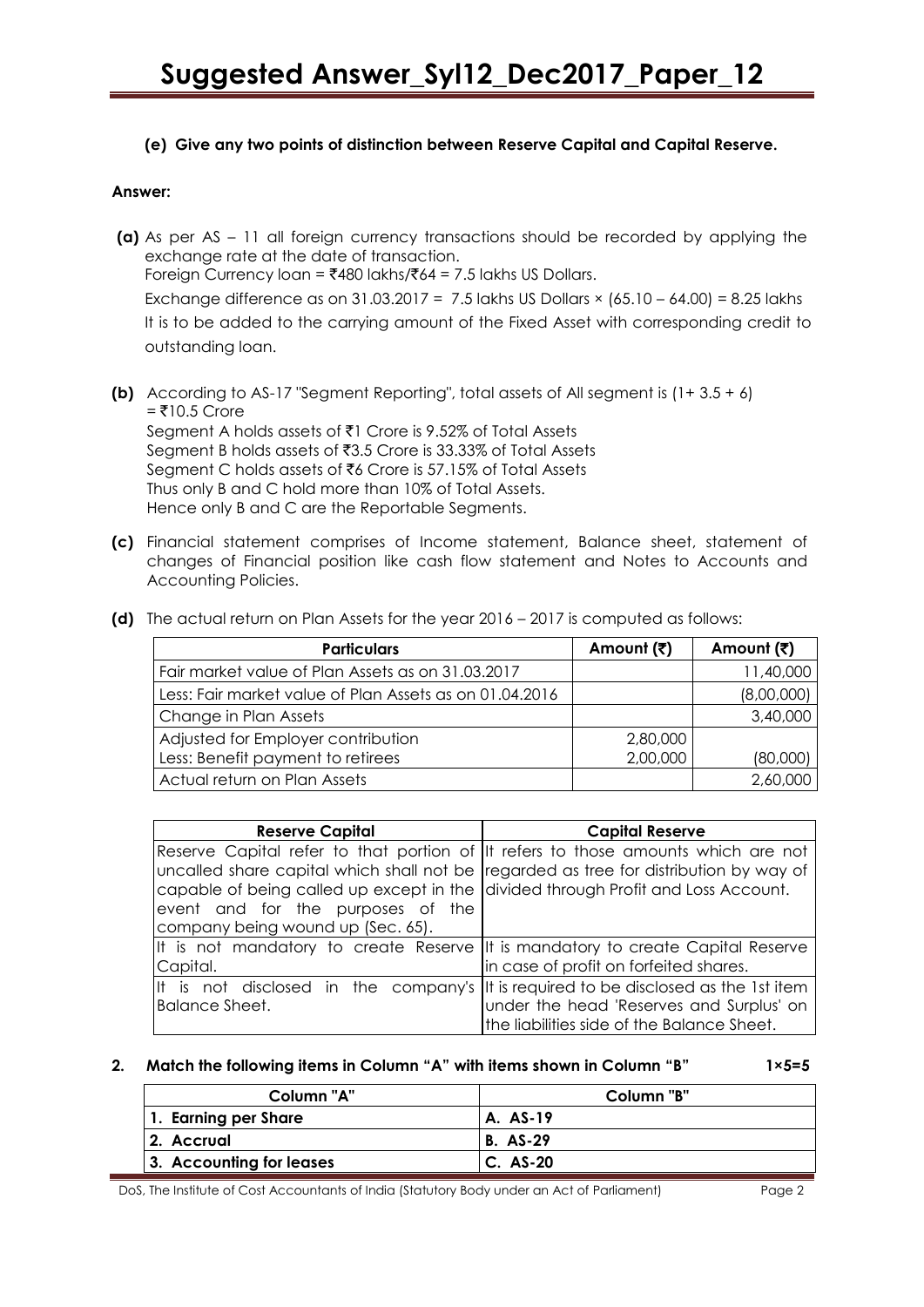**(e) Give any two points of distinction between Reserve Capital and Capital Reserve.**

**Answer:**

**(a)** As per AS – 11 all foreign currency transactions should be recorded by applying the exchange rate at the date of transaction.
Foreign Currency loan = ₹480 lakhs/₹64 = 7.5 lakhs US Dollars.
Exchange difference as on 31.03.2017 = 7.5 lakhs US Dollars × (65.10 – 64.00) = 8.25 lakhs
It is to be added to the carrying amount of the Fixed Asset with corresponding credit to outstanding loan.

**(b)** According to AS-17 "Segment Reporting", total assets of All segment is (1+ 3.5 + 6) = ₹10.5 Crore
Segment A holds assets of ₹1 Crore is 9.52% of Total Assets
Segment B holds assets of ₹3.5 Crore is 33.33% of Total Assets
Segment C holds assets of ₹6 Crore is 57.15% of Total Assets
Thus only B and C hold more than 10% of Total Assets.
Hence only B and C are the Reportable Segments.

**(c)** Financial statement comprises of Income statement, Balance sheet, statement of changes of Financial position like cash flow statement and Notes to Accounts and Accounting Policies.

**(d)** The actual return on Plan Assets for the year 2016 – 2017 is computed as follows:

| Particulars | Amount (₹) | Amount (₹) |
|---|---|---|
| Fair market value of Plan Assets as on 31.03.2017 | | 11,40,000 |
| Less: Fair market value of Plan Assets as on 01.04.2016 | | (8,00,000) |
| Change in Plan Assets | | 3,40,000 |
| Adjusted for Employer contribution<br>Less: Benefit payment to retirees | 2,80,000<br>2,00,000 | (80,000) |
| Actual return on Plan Assets | | 2,60,000 |

| Reserve Capital | Capital Reserve |
|---|---|
| Reserve Capital refer to that portion of uncalled share capital which shall not be capable of being called up except in the event and for the purposes of the company being wound up (Sec. 65). | It refers to those amounts which are not regarded as tree for distribution by way of divided through Profit and Loss Account. |
| It is not mandatory to create Reserve Capital. | It is mandatory to create Capital Reserve in case of profit on forfeited shares. |
| It is not disclosed in the company's Balance Sheet. | It is required to be disclosed as the 1st item under the head 'Reserves and Surplus' on the liabilities side of the Balance Sheet. |

**2. Match the following items in Column "A" with items shown in Column "B" 1×5=5**

| Column "A" | Column "B" |
|---|---|
| **1. Earning per Share** | **A. AS-19** |
| **2. Accrual** | **B. AS-29** |
| **3. Accounting for leases** | **C. AS-20** |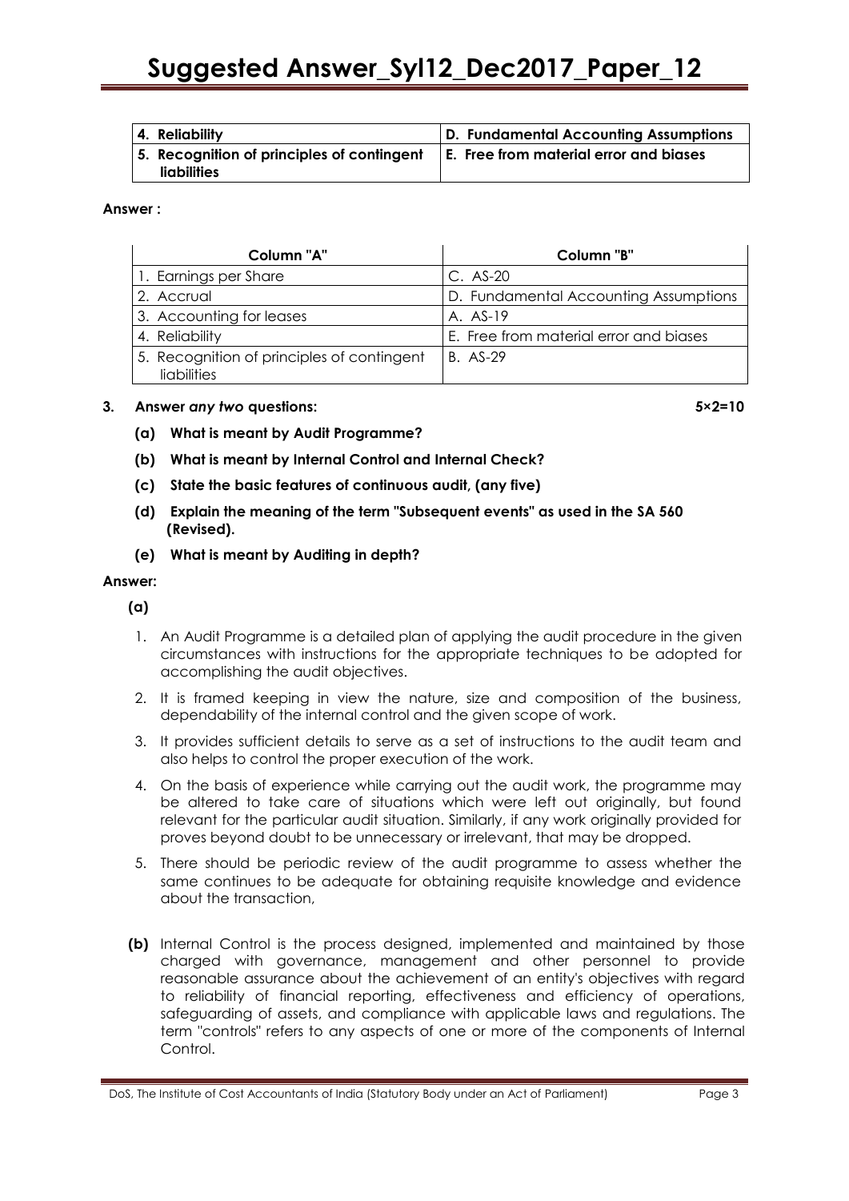| 4. Reliability | D. Fundamental Accounting Assumptions |
|---|---|
| 5. Recognition of principles of contingent liabilities | E. Free from material error and biases |

**Answer :**

| Column "A" | Column "B" |
|---|---|
| 1. Earnings per Share | C. AS-20 |
| 2. Accrual | D. Fundamental Accounting Assumptions |
| 3. Accounting for leases | A. AS-19 |
| 4. Reliability | E. Free from material error and biases |
| 5. Recognition of principles of contingent liabilities | B. AS-29 |

**3. Answer *any two* questions: 5×2=10**

**(a) What is meant by Audit Programme?**

**(b) What is meant by Internal Control and Internal Check?**

**(c) State the basic features of continuous audit, (any five)**

**(d) Explain the meaning of the term "Subsequent events" as used in the SA 560 (Revised).**

**(e) What is meant by Auditing in depth?**

**Answer:**

**(a)**

1. An Audit Programme is a detailed plan of applying the audit procedure in the given circumstances with instructions for the appropriate techniques to be adopted for accomplishing the audit objectives.
2. It is framed keeping in view the nature, size and composition of the business, dependability of the internal control and the given scope of work.
3. It provides sufficient details to serve as a set of instructions to the audit team and also helps to control the proper execution of the work.
4. On the basis of experience while carrying out the audit work, the programme may be altered to take care of situations which were left out originally, but found relevant for the particular audit situation. Similarly, if any work originally provided for proves beyond doubt to be unnecessary or irrelevant, that may be dropped.
5. There should be periodic review of the audit programme to assess whether the same continues to be adequate for obtaining requisite knowledge and evidence about the transaction,

**(b)** Internal Control is the process designed, implemented and maintained by those charged with governance, management and other personnel to provide reasonable assurance about the achievement of an entity's objectives with regard to reliability of financial reporting, effectiveness and efficiency of operations, safeguarding of assets, and compliance with applicable laws and regulations. The term "controls" refers to any aspects of one or more of the components of Internal Control.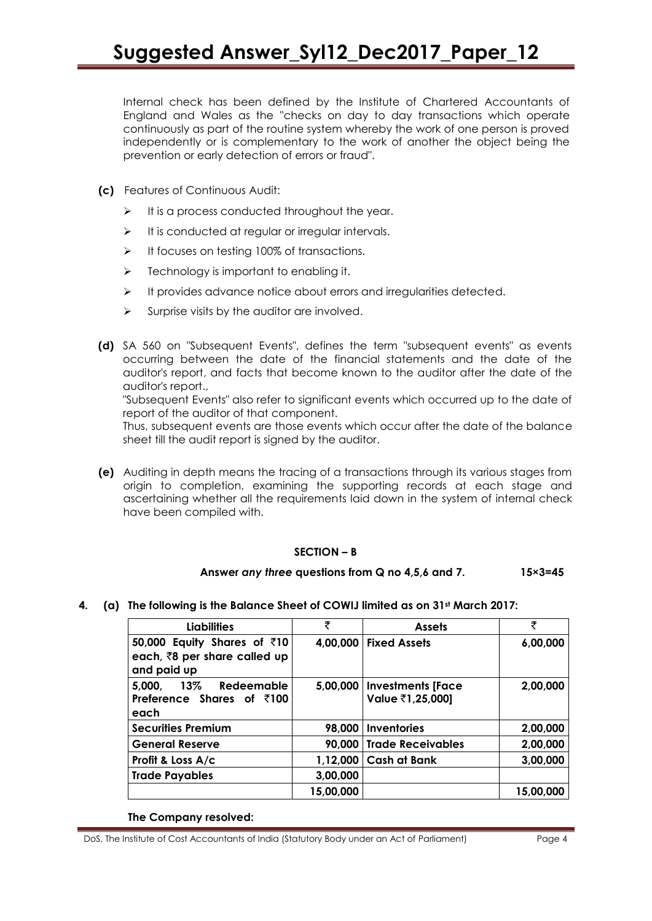Internal check has been defined by the Institute of Chartered Accountants of England and Wales as the "checks on day to day transactions which operate continuously as part of the routine system whereby the work of one person is proved independently or is complementary to the work of another the object being the prevention or early detection of errors or fraud".

**(c)** Features of Continuous Audit:

- It is a process conducted throughout the year.
- It is conducted at regular or irregular intervals.
- It focuses on testing 100% of transactions.
- Technology is important to enabling it.
- It provides advance notice about errors and irregularities detected.
- Surprise visits by the auditor are involved.

**(d)** SA 560 on "Subsequent Events", defines the term "subsequent events" as events occurring between the date of the financial statements and the date of the auditor's report, and facts that become known to the auditor after the date of the auditor's report.,

"Subsequent Events" also refer to significant events which occurred up to the date of report of the auditor of that component.

Thus, subsequent events are those events which occur after the date of the balance sheet till the audit report is signed by the auditor.

**(e)** Auditing in depth means the tracing of a transactions through its various stages from origin to completion, examining the supporting records at each stage and ascertaining whether all the requirements laid down in the system of internal check have been compiled with.

## SECTION – B

**Answer *any three* questions from Q no 4,5,6 and 7. 15×3=45**

**4. (a) The following is the Balance Sheet of COWIJ limited as on 31st March 2017:**

| Liabilities | ₹ | Assets | ₹ |
|---|---|---|---|
| 50,000 Equity Shares of ₹10 each, ₹8 per share called up and paid up | 4,00,000 | Fixed Assets | 6,00,000 |
| 5,000, 13% Redeemable Preference Shares of ₹100 each | 5,00,000 | Investments [Face Value ₹1,25,000] | 2,00,000 |
| Securities Premium | 98,000 | Inventories | 2,00,000 |
| General Reserve | 90,000 | Trade Receivables | 2,00,000 |
| Profit & Loss A/c | 1,12,000 | Cash at Bank | 3,00,000 |
| Trade Payables | 3,00,000 | | |
| | 15,00,000 | | 15,00,000 |

**The Company resolved:**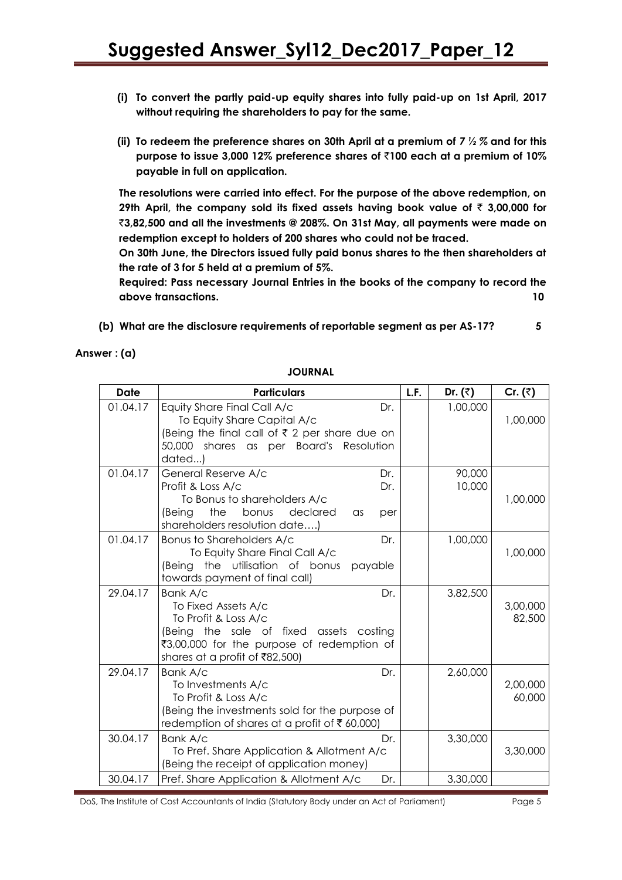**(i) To convert the partly paid-up equity shares into fully paid-up on 1st April, 2017 without requiring the shareholders to pay for the same.**

**(ii) To redeem the preference shares on 30th April at a premium of 7 ½ % and for this purpose to issue 3,000 12% preference shares of ₹100 each at a premium of 10% payable in full on application.**

**The resolutions were carried into effect. For the purpose of the above redemption, on 29th April, the company sold its fixed assets having book value of ₹ 3,00,000 for ₹3,82,500 and all the investments @ 208%. On 31st May, all payments were made on redemption except to holders of 200 shares who could not be traced.**

**On 30th June, the Directors issued fully paid bonus shares to the then shareholders at the rate of 3 for 5 held at a premium of 5%.**

**Required: Pass necessary Journal Entries in the books of the company to record the above transactions. 10**

**(b) What are the disclosure requirements of reportable segment as per AS-17? 5**

**Answer : (a)**

**JOURNAL**

| Date | Particulars | L.F. | Dr. (₹) | Cr. (₹) |
|---|---|---|---|---|
| 01.04.17 | Equity Share Final Call A/c Dr.<br>To Equity Share Capital A/c<br>(Being the final call of ₹ 2 per share due on 50,000 shares as per Board's Resolution dated...) | | 1,00,000 | <br>1,00,000 |
| 01.04.17 | General Reserve A/c Dr.<br>Profit & Loss A/c Dr.<br>To Bonus to shareholders A/c<br>(Being the bonus declared as per shareholders resolution date….) | | 90,000<br>10,000 | <br><br>1,00,000 |
| 01.04.17 | Bonus to Shareholders A/c Dr.<br>To Equity Share Final Call A/c<br>(Being the utilisation of bonus payable towards payment of final call) | | 1,00,000 | <br>1,00,000 |
| 29.04.17 | Bank A/c Dr.<br>To Fixed Assets A/c<br>To Profit & Loss A/c<br>(Being the sale of fixed assets costing ₹3,00,000 for the purpose of redemption of shares at a profit of ₹82,500) | | 3,82,500 | <br>3,00,000<br>82,500 |
| 29.04.17 | Bank A/c Dr.<br>To Investments A/c<br>To Profit & Loss A/c<br>(Being the investments sold for the purpose of redemption of shares at a profit of ₹ 60,000) | | 2,60,000 | <br>2,00,000<br>60,000 |
| 30.04.17 | Bank A/c Dr.<br>To Pref. Share Application & Allotment A/c<br>(Being the receipt of application money) | | 3,30,000 | <br>3,30,000 |
| 30.04.17 | Pref. Share Application & Allotment A/c Dr. | | 3,30,000 | |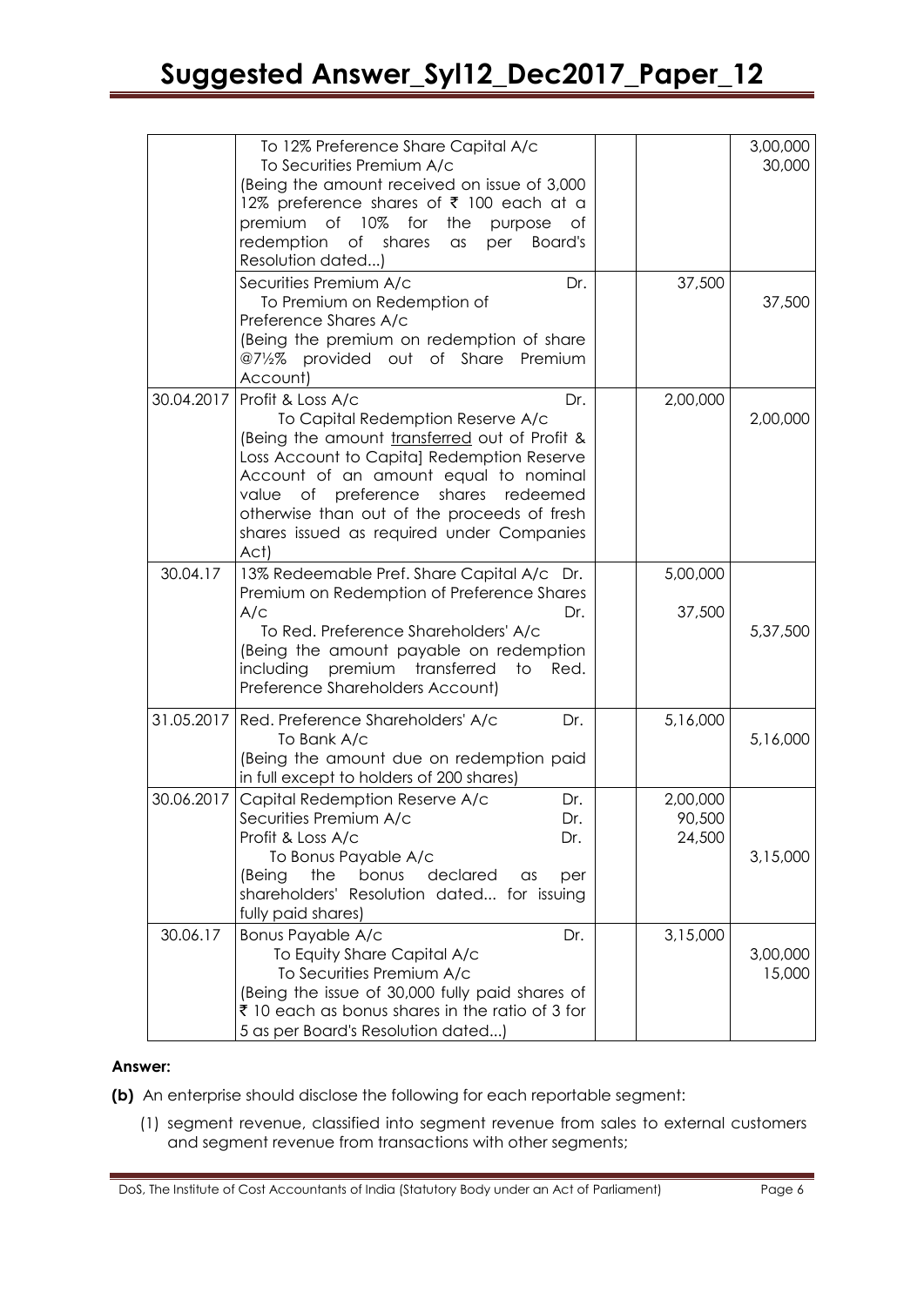| Date | Particulars | | Dr. (₹) | Cr. (₹) |
|---|---|---|---|---|
| | To 12% Preference Share Capital A/c<br>To Securities Premium A/c<br>(Being the amount received on issue of 3,000 12% preference shares of ₹ 100 each at a premium of 10% for the purpose of redemption of shares as per Board's Resolution dated...) | | | 3,00,000<br>30,000 |
| | Securities Premium A/c Dr.<br>To Premium on Redemption of Preference Shares A/c<br>(Being the premium on redemption of share @7½% provided out of Share Premium Account) | | 37,500 | 37,500 |
| 30.04.2017 | Profit & Loss A/c Dr.<br>To Capital Redemption Reserve A/c<br>(Being the amount transferred out of Profit & Loss Account to Capital Redemption Reserve Account of an amount equal to nominal value of preference shares redeemed otherwise than out of the proceeds of fresh shares issued as required under Companies Act) | | 2,00,000 | 2,00,000 |
| 30.04.17 | 13% Redeemable Pref. Share Capital A/c Dr.<br>Premium on Redemption of Preference Shares A/c Dr.<br>To Red. Preference Shareholders' A/c<br>(Being the amount payable on redemption including premium transferred to Red. Preference Shareholders Account) | | 5,00,000<br>37,500 | 5,37,500 |
| 31.05.2017 | Red. Preference Shareholders' A/c Dr.<br>To Bank A/c<br>(Being the amount due on redemption paid in full except to holders of 200 shares) | | 5,16,000 | 5,16,000 |
| 30.06.2017 | Capital Redemption Reserve A/c Dr.<br>Securities Premium A/c Dr.<br>Profit & Loss A/c Dr.<br>To Bonus Payable A/c<br>(Being the bonus declared as per shareholders' Resolution dated... for issuing fully paid shares) | | 2,00,000<br>90,500<br>24,500 | 3,15,000 |
| 30.06.17 | Bonus Payable A/c Dr.<br>To Equity Share Capital A/c<br>To Securities Premium A/c<br>(Being the issue of 30,000 fully paid shares of ₹ 10 each as bonus shares in the ratio of 3 for 5 as per Board's Resolution dated...) | | 3,15,000 | 3,00,000<br>15,000 |

**Answer:**

**(b)** An enterprise should disclose the following for each reportable segment:

(1) segment revenue, classified into segment revenue from sales to external customers and segment revenue from transactions with other segments;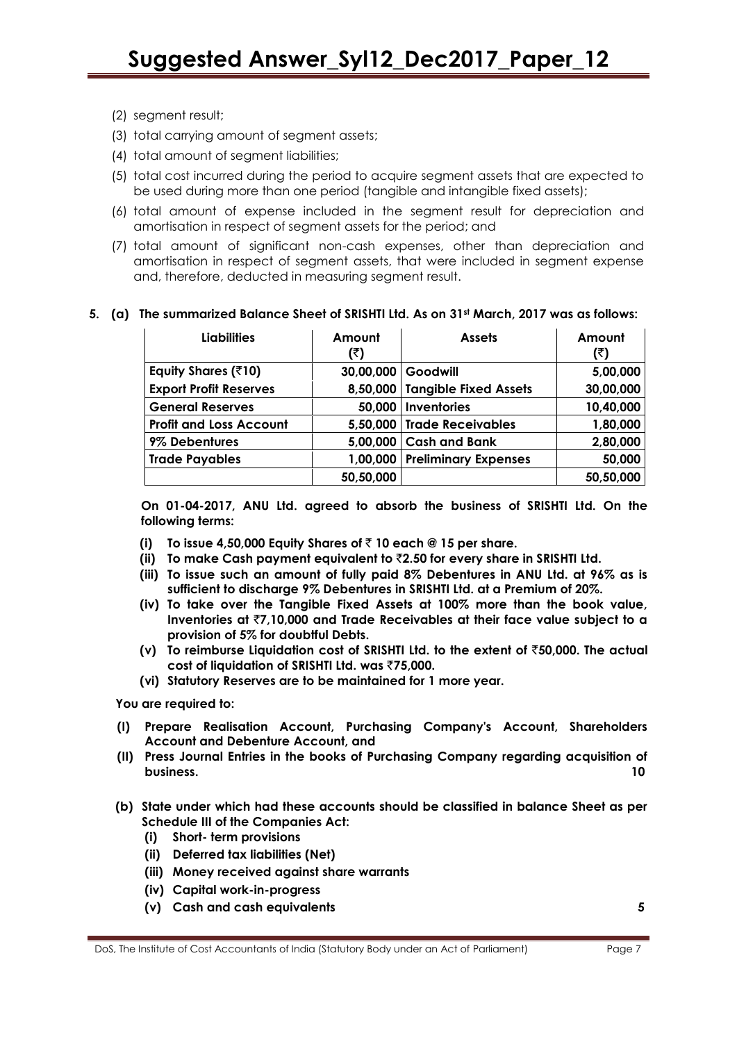(2) segment result;

(3) total carrying amount of segment assets;

(4) total amount of segment liabilities;

(5) total cost incurred during the period to acquire segment assets that are expected to be used during more than one period (tangible and intangible fixed assets);

(6) total amount of expense included in the segment result for depreciation and amortisation in respect of segment assets for the period; and

(7) total amount of significant non-cash expenses, other than depreciation and amortisation in respect of segment assets, that were included in segment expense and, therefore, deducted in measuring segment result.

**5. (a) The summarized Balance Sheet of SRISHTI Ltd. As on 31st March, 2017 was as follows:**

| Liabilities | Amount (₹) | Assets | Amount (₹) |
|---|---|---|---|
| **Equity Shares (₹10)** | **30,00,000** | **Goodwill** | **5,00,000** |
| **Export Profit Reserves** | **8,50,000** | **Tangible Fixed Assets** | **30,00,000** |
| **General Reserves** | **50,000** | **Inventories** | **10,40,000** |
| **Profit and Loss Account** | **5,50,000** | **Trade Receivables** | **1,80,000** |
| **9% Debentures** | **5,00,000** | **Cash and Bank** | **2,80,000** |
| **Trade Payables** | **1,00,000** | **Preliminary Expenses** | **50,000** |
| | **50,50,000** | | **50,50,000** |

**On 01-04-2017, ANU Ltd. agreed to absorb the business of SRISHTI Ltd. On the following terms:**

- **(i) To issue 4,50,000 Equity Shares of ₹ 10 each @ 15 per share.**
- **(ii) To make Cash payment equivalent to ₹2.50 for every share in SRISHTI Ltd.**
- **(iii) To issue such an amount of fully paid 8% Debentures in ANU Ltd. at 96% as is sufficient to discharge 9% Debentures in SRISHTI Ltd. at a Premium of 20%.**
- **(iv) To take over the Tangible Fixed Assets at 100% more than the book value, Inventories at ₹7,10,000 and Trade Receivables at their face value subject to a provision of 5% for doubtful Debts.**
- **(v) To reimburse Liquidation cost of SRISHTI Ltd. to the extent of ₹50,000. The actual cost of liquidation of SRISHTI Ltd. was ₹75,000.**
- **(vi) Statutory Reserves are to be maintained for 1 more year.**

**You are required to:**

- **(I) Prepare Realisation Account, Purchasing Company's Account, Shareholders Account and Debenture Account, and**
- **(II) Press Journal Entries in the books of Purchasing Company regarding acquisition of business.** **10**

**(b) State under which had these accounts should be classified in balance Sheet as per Schedule III of the Companies Act:**

- **(i) Short- term provisions**
- **(ii) Deferred tax liabilities (Net)**
- **(iii) Money received against share warrants**
- **(iv) Capital work-in-progress**
- **(v) Cash and cash equivalents** **5**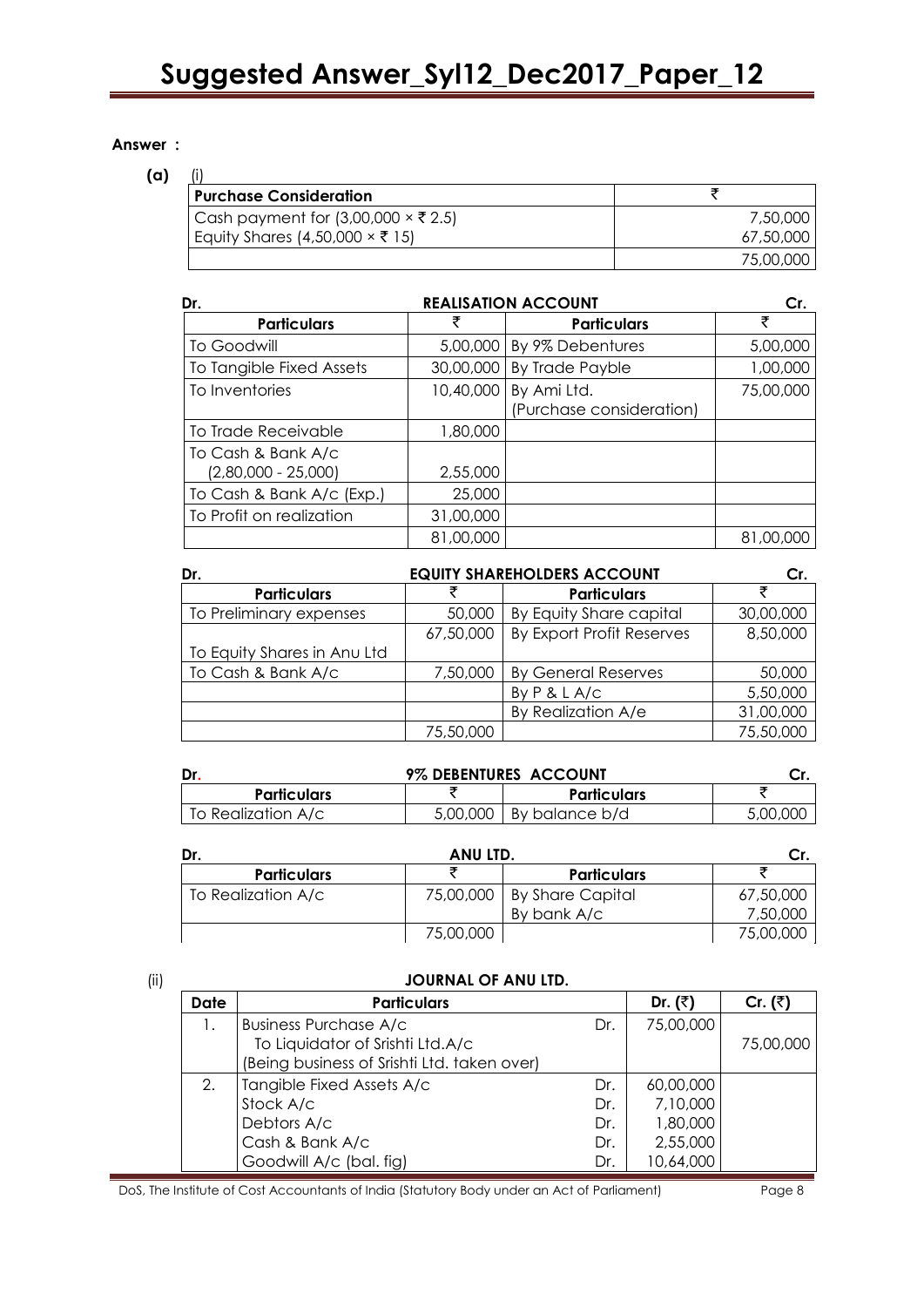**Answer :**

**(a)** (i)

| Purchase Consideration | ₹ |
|---|---|
| Cash payment for (3,00,000 × ₹ 2.5) | 7,50,000 |
| Equity Shares (4,50,000 × ₹ 15) | 67,50,000 |
| | 75,00,000 |

**Dr. REALISATION ACCOUNT Cr.**

| Particulars | ₹ | Particulars | ₹ |
|---|---|---|---|
| To Goodwill | 5,00,000 | By 9% Debentures | 5,00,000 |
| To Tangible Fixed Assets | 30,00,000 | By Trade Payble | 1,00,000 |
| To Inventories | 10,40,000 | By Ami Ltd. (Purchase consideration) | 75,00,000 |
| To Trade Receivable | 1,80,000 | | |
| To Cash & Bank A/c (2,80,000 - 25,000) | 2,55,000 | | |
| To Cash & Bank A/c (Exp.) | 25,000 | | |
| To Profit on realization | 31,00,000 | | |
| | 81,00,000 | | 81,00,000 |

**Dr. EQUITY SHAREHOLDERS ACCOUNT Cr.**

| Particulars | ₹ | Particulars | ₹ |
|---|---|---|---|
| To Preliminary expenses | 50,000 | By Equity Share capital | 30,00,000 |
| To Equity Shares in Anu Ltd | 67,50,000 | By Export Profit Reserves | 8,50,000 |
| To Cash & Bank A/c | 7,50,000 | By General Reserves | 50,000 |
| | | By P & L A/c | 5,50,000 |
| | | By Realization A/e | 31,00,000 |
| | 75,50,000 | | 75,50,000 |

**Dr. 9% DEBENTURES ACCOUNT Cr.**

| Particulars | ₹ | Particulars | ₹ |
|---|---|---|---|
| To Realization A/c | 5,00,000 | By balance b/d | 5,00,000 |

**Dr. ANU LTD. Cr.**

| Particulars | ₹ | Particulars | ₹ |
|---|---|---|---|
| To Realization A/c | 75,00,000 | By Share Capital | 67,50,000 |
| | | By bank A/c | 7,50,000 |
| | 75,00,000 | | 75,00,000 |

(ii) **JOURNAL OF ANU LTD.**

| Date | Particulars | | Dr. (₹) | Cr. (₹) |
|---|---|---|---|---|
| 1. | Business Purchase A/c | Dr. | 75,00,000 | |
| | To Liquidator of Srishti Ltd.A/c | | | 75,00,000 |
| | (Being business of Srishti Ltd. taken over) | | | |
| 2. | Tangible Fixed Assets A/c | Dr. | 60,00,000 | |
| | Stock A/c | Dr. | 7,10,000 | |
| | Debtors A/c | Dr. | 1,80,000 | |
| | Cash & Bank A/c | Dr. | 2,55,000 | |
| | Goodwill A/c (bal. fig) | Dr. | 10,64,000 | |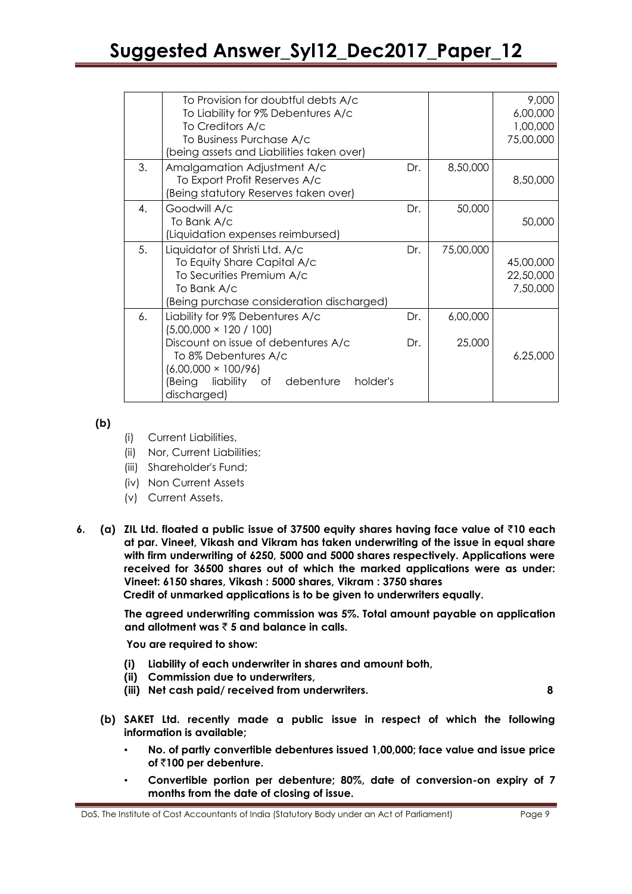| | | | | |
|---|---|---|---|---|
| | To Provision for doubtful debts A/c<br>To Liability for 9% Debentures A/c<br>To Creditors A/c<br>To Business Purchase A/c<br>(being assets and Liabilities taken over) | | | 9,000<br>6,00,000<br>1,00,000<br>75,00,000 |
| 3. | Amalgamation Adjustment A/c<br>To Export Profit Reserves A/c<br>(Being statutory Reserves taken over) | Dr. | 8,50,000 | 8,50,000 |
| 4. | Goodwill A/c<br>To Bank A/c<br>(Liquidation expenses reimbursed) | Dr. | 50,000 | 50,000 |
| 5. | Liquidator of Shristi Ltd. A/c<br>To Equity Share Capital A/c<br>To Securities Premium A/c<br>To Bank A/c<br>(Being purchase consideration discharged) | Dr. | 75,00,000 | 45,00,000<br>22,50,000<br>7,50,000 |
| 6. | Liability for 9% Debentures A/c<br>(5,00,000 × 120 / 100)<br>Discount on issue of debentures A/c<br>To 8% Debentures A/c<br>(6,00,000 × 100/96)<br>(Being liability of debenture holder's discharged) | Dr.<br><br>Dr. | 6,00,000<br><br>25,000 | <br><br><br>6,25,000 |

**(b)**

(i) Current Liabilities,

(ii) Nor, Current Liabilities;

(iii) Shareholder's Fund;

(iv) Non Current Assets

(v) Current Assets.

**6. (a) ZIL Ltd. floated a public issue of 37500 equity shares having face value of ₹10 each at par. Vineet, Vikash and Vikram has taken underwriting of the issue in equal share with firm underwriting of 6250, 5000 and 5000 shares respectively. Applications were received for 36500 shares out of which the marked applications were as under: Vineet: 6150 shares, Vikash : 5000 shares, Vikram : 3750 shares**

**Credit of unmarked applications is to be given to underwriters equally.**

**The agreed underwriting commission was 5%. Total amount payable on application and allotment was ₹ 5 and balance in calls.**

**You are required to show:**

**(i) Liability of each underwriter in shares and amount both,**

**(ii) Commission due to underwriters,**

**(iii) Net cash paid/ received from underwriters.** **8**

**(b) SAKET Ltd. recently made a public issue in respect of which the following information is available;**

- **No. of partly convertible debentures issued 1,00,000; face value and issue price of ₹100 per debenture.**
- **Convertible portion per debenture; 80%, date of conversion-on expiry of 7 months from the date of closing of issue.**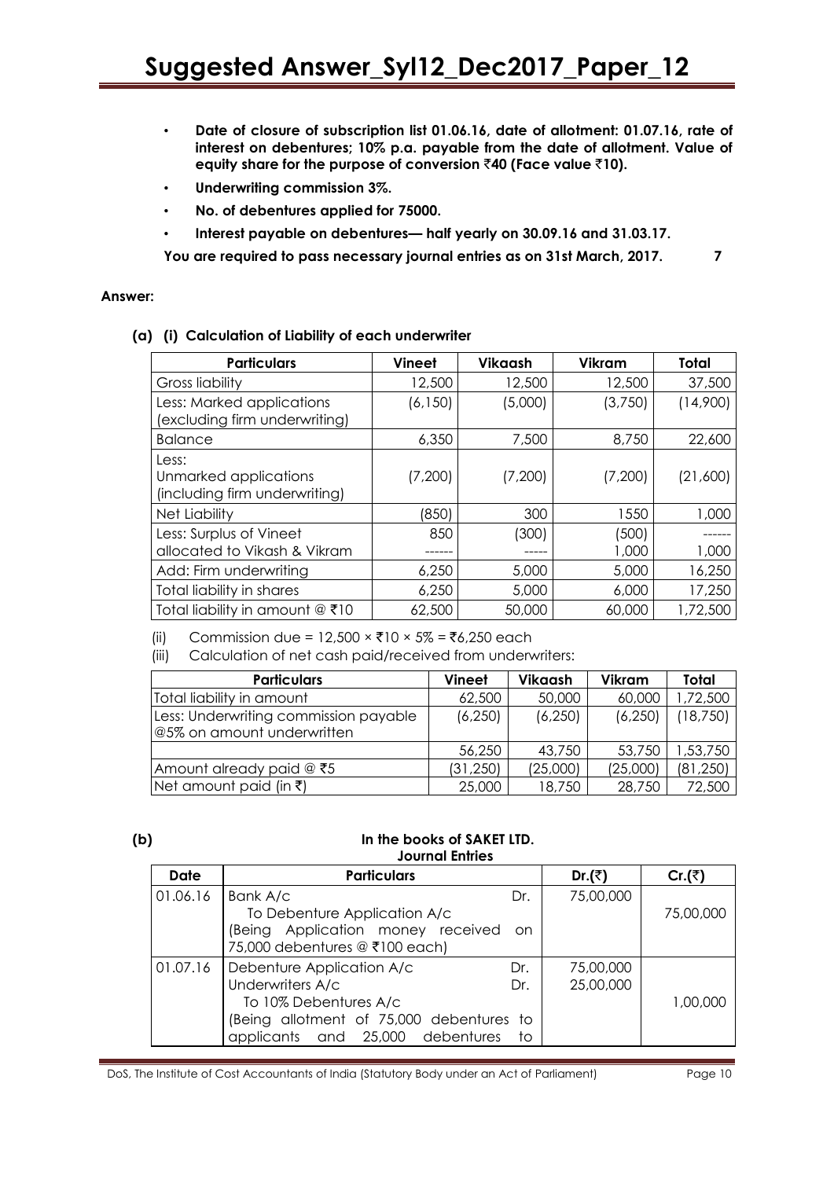- **Date of closure of subscription list 01.06.16, date of allotment: 01.07.16, rate of interest on debentures; 10% p.a. payable from the date of allotment. Value of equity share for the purpose of conversion ₹40 (Face value ₹10).**
- **Underwriting commission 3%.**
- **No. of debentures applied for 75000.**
- **Interest payable on debentures— half yearly on 30.09.16 and 31.03.17.**

**You are required to pass necessary journal entries as on 31st March, 2017. 7**

**Answer:**

**(a) (i) Calculation of Liability of each underwriter**

| Particulars | Vineet | Vikaash | Vikram | Total |
|---|---|---|---|---|
| Gross liability | 12,500 | 12,500 | 12,500 | 37,500 |
| Less: Marked applications (excluding firm underwriting) | (6,150) | (5,000) | (3,750) | (14,900) |
| Balance | 6,350 | 7,500 | 8,750 | 22,600 |
| Less: Unmarked applications (including firm underwriting) | (7,200) | (7,200) | (7,200) | (21,600) |
| Net Liability | (850) | 300 | 1550 | 1,000 |
| Less: Surplus of Vineet allocated to Vikash & Vikram | 850<br>------ | (300)<br>----- | (500)<br>1,000 | ------<br>1,000 |
| Add: Firm underwriting | 6,250 | 5,000 | 5,000 | 16,250 |
| Total liability in shares | 6,250 | 5,000 | 6,000 | 17,250 |
| Total liability in amount @ ₹10 | 62,500 | 50,000 | 60,000 | 1,72,500 |

(ii) Commission due = 12,500 × ₹10 × 5% = ₹6,250 each

(iii) Calculation of net cash paid/received from underwriters:

| Particulars | Vineet | Vikaash | Vikram | Total |
|---|---|---|---|---|
| Total liability in amount | 62,500 | 50,000 | 60,000 | 1,72,500 |
| Less: Underwriting commission payable @5% on amount underwritten | (6,250) | (6,250) | (6,250) | (18,750) |
| | 56,250 | 43,750 | 53,750 | 1,53,750 |
| Amount already paid @ ₹5 | (31,250) | (25,000) | (25,000) | (81,250) |
| Net amount paid (in ₹) | 25,000 | 18,750 | 28,750 | 72,500 |

**(b) In the books of SAKET LTD.**

**Journal Entries**

| Date | Particulars | | Dr.(₹) | Cr.(₹) |
|---|---|---|---|---|
| 01.06.16 | Bank A/c | Dr. | 75,00,000 | |
| | To Debenture Application A/c | | | 75,00,000 |
| | (Being Application money received on 75,000 debentures @ ₹100 each) | | | |
| 01.07.16 | Debenture Application A/c | Dr. | 75,00,000 | |
| | Underwriters A/c | Dr. | 25,00,000 | |
| | To 10% Debentures A/c | | | 1,00,000 |
| | (Being allotment of 75,000 debentures to applicants and 25,000 debentures to | | | |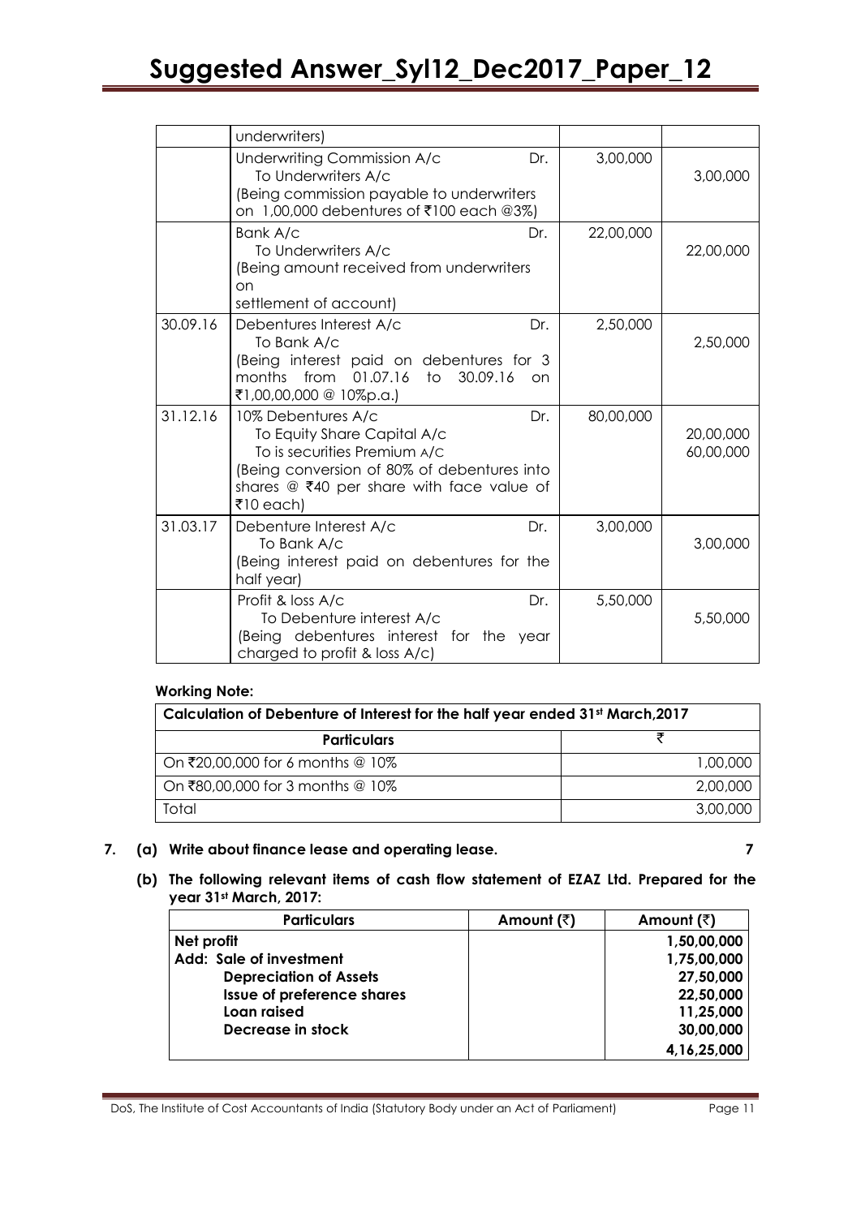| Date | Particulars | | Dr. (₹) | Cr. (₹) |
|---|---|---|---|---|
| | underwriters) | | | |
| | Underwriting Commission A/c<br>To Underwriters A/c<br>(Being commission payable to underwriters on 1,00,000 debentures of ₹100 each @3%) | Dr. | 3,00,000 | 3,00,000 |
| | Bank A/c<br>To Underwriters A/c<br>(Being amount received from underwriters on settlement of account) | Dr. | 22,00,000 | 22,00,000 |
| 30.09.16 | Debentures Interest A/c<br>To Bank A/c<br>(Being interest paid on debentures for 3 months from 01.07.16 to 30.09.16 on ₹1,00,00,000 @ 10%p.a.) | Dr. | 2,50,000 | 2,50,000 |
| 31.12.16 | 10% Debentures A/c<br>To Equity Share Capital A/c<br>To is securities Premium A/C<br>(Being conversion of 80% of debentures into shares @ ₹40 per share with face value of ₹10 each) | Dr. | 80,00,000 | 20,00,000<br>60,00,000 |
| 31.03.17 | Debenture Interest A/c<br>To Bank A/c<br>(Being interest paid on debentures for the half year) | Dr. | 3,00,000 | 3,00,000 |
| | Profit & loss A/c<br>To Debenture interest A/c<br>(Being debentures interest for the year charged to profit & loss A/c) | Dr. | 5,50,000 | 5,50,000 |

**Working Note:**

| Calculation of Debenture of Interest for the half year ended 31st March,2017 | |
|---|---|
| **Particulars** | ₹ |
| On ₹20,00,000 for 6 months @ 10% | 1,00,000 |
| On ₹80,00,000 for 3 months @ 10% | 2,00,000 |
| Total | 3,00,000 |

**7. (a) Write about finance lease and operating lease. 7**

**(b) The following relevant items of cash flow statement of EZAZ Ltd. Prepared for the year 31st March, 2017:**

| Particulars | Amount (₹) | Amount (₹) |
|---|---|---|
| **Net profit** | | **1,50,00,000** |
| **Add: Sale of investment** | | **1,75,00,000** |
| **Depreciation of Assets** | | **27,50,000** |
| **Issue of preference shares** | | **22,50,000** |
| **Loan raised** | | **11,25,000** |
| **Decrease in stock** | | **30,00,000** |
| | | **4,16,25,000** |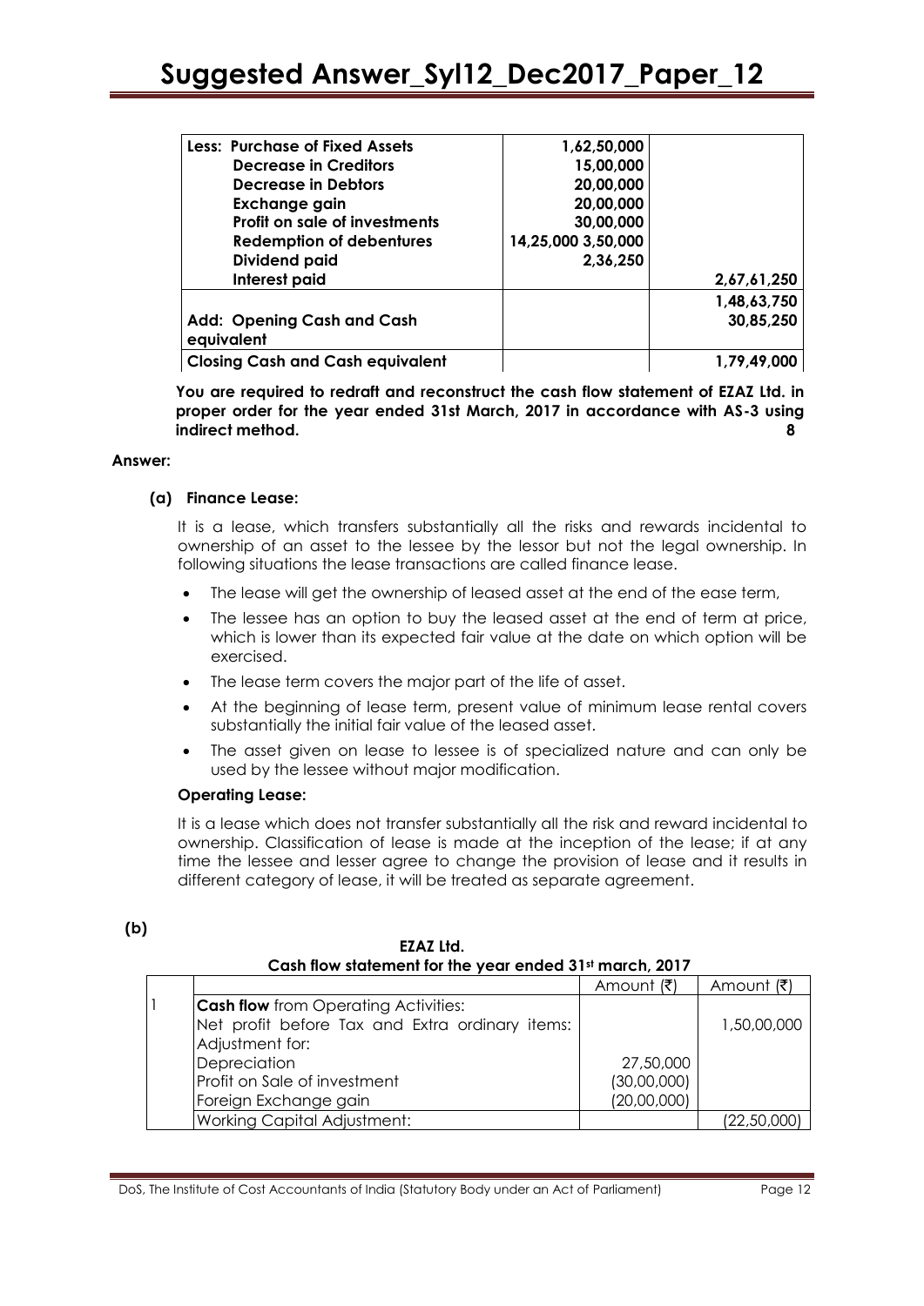| Less: Purchase of Fixed Assets | 1,62,50,000 | |
|---|---|---|
| Decrease in Creditors | 15,00,000 | |
| Decrease in Debtors | 20,00,000 | |
| Exchange gain | 20,00,000 | |
| Profit on sale of investments | 30,00,000 | |
| Redemption of debentures | 14,25,000 3,50,000 | |
| Dividend paid | 2,36,250 | |
| Interest paid | | 2,67,61,250 |
| | | 1,48,63,750 |
| Add: Opening Cash and Cash equivalent | | 30,85,250 |
| Closing Cash and Cash equivalent | | 1,79,49,000 |

**You are required to redraft and reconstruct the cash flow statement of EZAZ Ltd. in proper order for the year ended 31st March, 2017 in accordance with AS-3 using indirect method.** **8**

**Answer:**

**(a) Finance Lease:**

It is a lease, which transfers substantially all the risks and rewards incidental to ownership of an asset to the lessee by the lessor but not the legal ownership. In following situations the lease transactions are called finance lease.

- The lease will get the ownership of leased asset at the end of the ease term,
- The lessee has an option to buy the leased asset at the end of term at price, which is lower than its expected fair value at the date on which option will be exercised.
- The lease term covers the major part of the life of asset.
- At the beginning of lease term, present value of minimum lease rental covers substantially the initial fair value of the leased asset.
- The asset given on lease to lessee is of specialized nature and can only be used by the lessee without major modification.

**Operating Lease:**

It is a lease which does not transfer substantially all the risk and reward incidental to ownership. Classification of lease is made at the inception of the lease; if at any time the lessee and lesser agree to change the provision of lease and it results in different category of lease, it will be treated as separate agreement.

**(b)**

**EZAZ Ltd.**
**Cash flow statement for the year ended 31st march, 2017**

| | | Amount (₹) | Amount (₹) |
|---|---|---|---|
| 1 | **Cash flow** from Operating Activities: | | |
| | Net profit before Tax and Extra ordinary items: | | 1,50,00,000 |
| | Adjustment for: | | |
| | Depreciation | 27,50,000 | |
| | Profit on Sale of investment | (30,00,000) | |
| | Foreign Exchange gain | (20,00,000) | |
| | Working Capital Adjustment: | | (22,50,000) |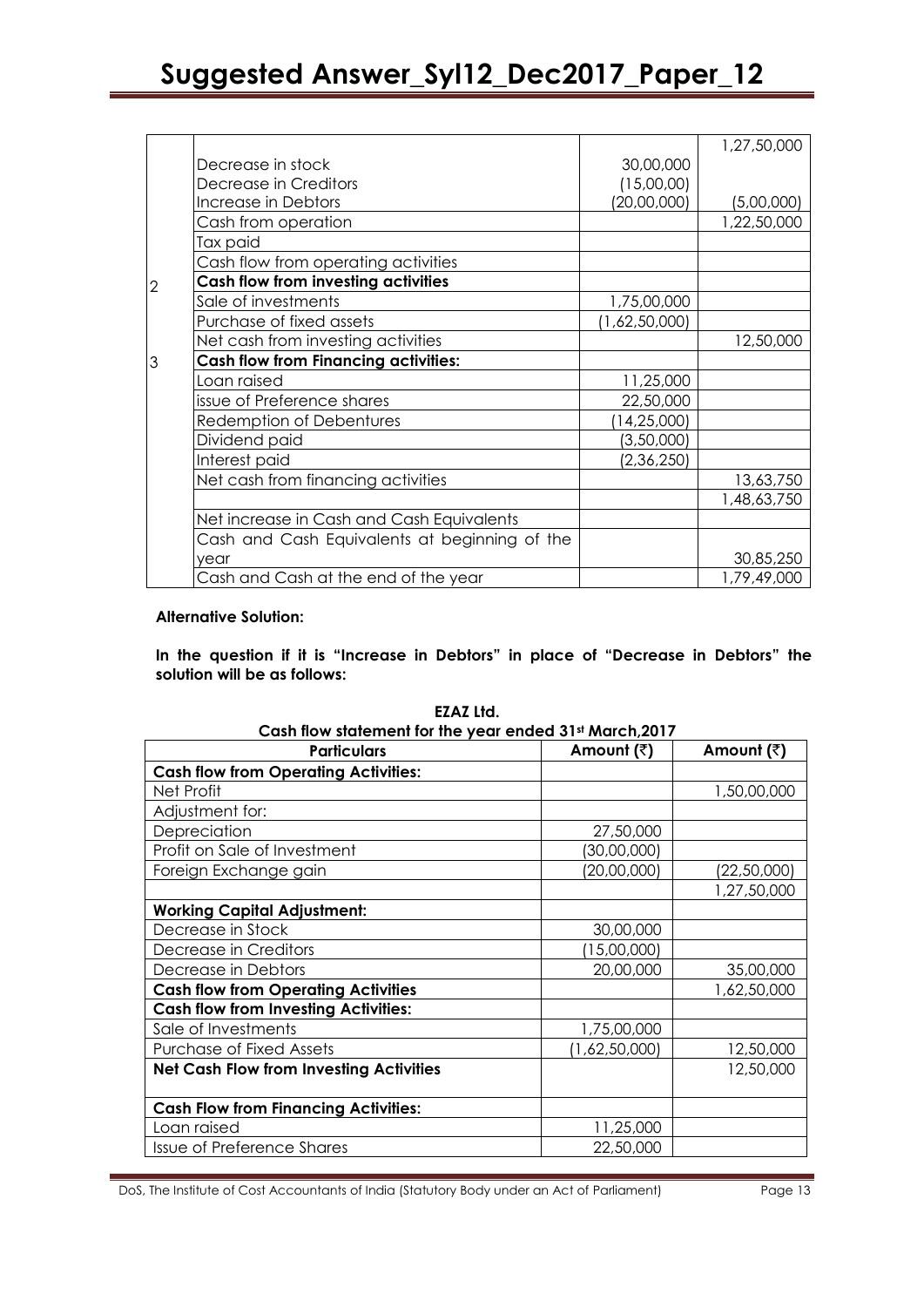| | | | |
|---|---|---|---|
| | | | 1,27,50,000 |
| | Decrease in stock | 30,00,000 | |
| | Decrease in Creditors | (15,00,00) | |
| | Increase in Debtors | (20,00,000) | (5,00,000) |
| | Cash from operation | | 1,22,50,000 |
| | Tax paid | | |
| | Cash flow from operating activities | | |
| 2 | **Cash flow from investing activities** | | |
| | Sale of investments | 1,75,00,000 | |
| | Purchase of fixed assets | (1,62,50,000) | |
| | Net cash from investing activities | | 12,50,000 |
| 3 | **Cash flow from Financing activities:** | | |
| | Loan raised | 11,25,000 | |
| | issue of Preference shares | 22,50,000 | |
| | Redemption of Debentures | (14,25,000) | |
| | Dividend paid | (3,50,000) | |
| | Interest paid | (2,36,250) | |
| | Net cash from financing activities | | 13,63,750 |
| | | | 1,48,63,750 |
| | Net increase in Cash and Cash Equivalents | | |
| | Cash and Cash Equivalents at beginning of the year | | 30,85,250 |
| | Cash and Cash at the end of the year | | 1,79,49,000 |

**Alternative Solution:**

**In the question if it is "Increase in Debtors" in place of "Decrease in Debtors" the solution will be as follows:**

**EZAZ Ltd.**
**Cash flow statement for the year ended 31st March,2017**

| Particulars | Amount (₹) | Amount (₹) |
|---|---|---|
| **Cash flow from Operating Activities:** | | |
| Net Profit | | 1,50,00,000 |
| Adjustment for: | | |
| Depreciation | 27,50,000 | |
| Profit on Sale of Investment | (30,00,000) | |
| Foreign Exchange gain | (20,00,000) | (22,50,000) |
| | | 1,27,50,000 |
| **Working Capital Adjustment:** | | |
| Decrease in Stock | 30,00,000 | |
| Decrease in Creditors | (15,00,000) | |
| Decrease in Debtors | 20,00,000 | 35,00,000 |
| **Cash flow from Operating Activities** | | 1,62,50,000 |
| **Cash flow from Investing Activities:** | | |
| Sale of Investments | 1,75,00,000 | |
| Purchase of Fixed Assets | (1,62,50,000) | 12,50,000 |
| **Net Cash Flow from Investing Activities** | | 12,50,000 |
| **Cash Flow from Financing Activities:** | | |
| Loan raised | 11,25,000 | |
| Issue of Preference Shares | 22,50,000 | |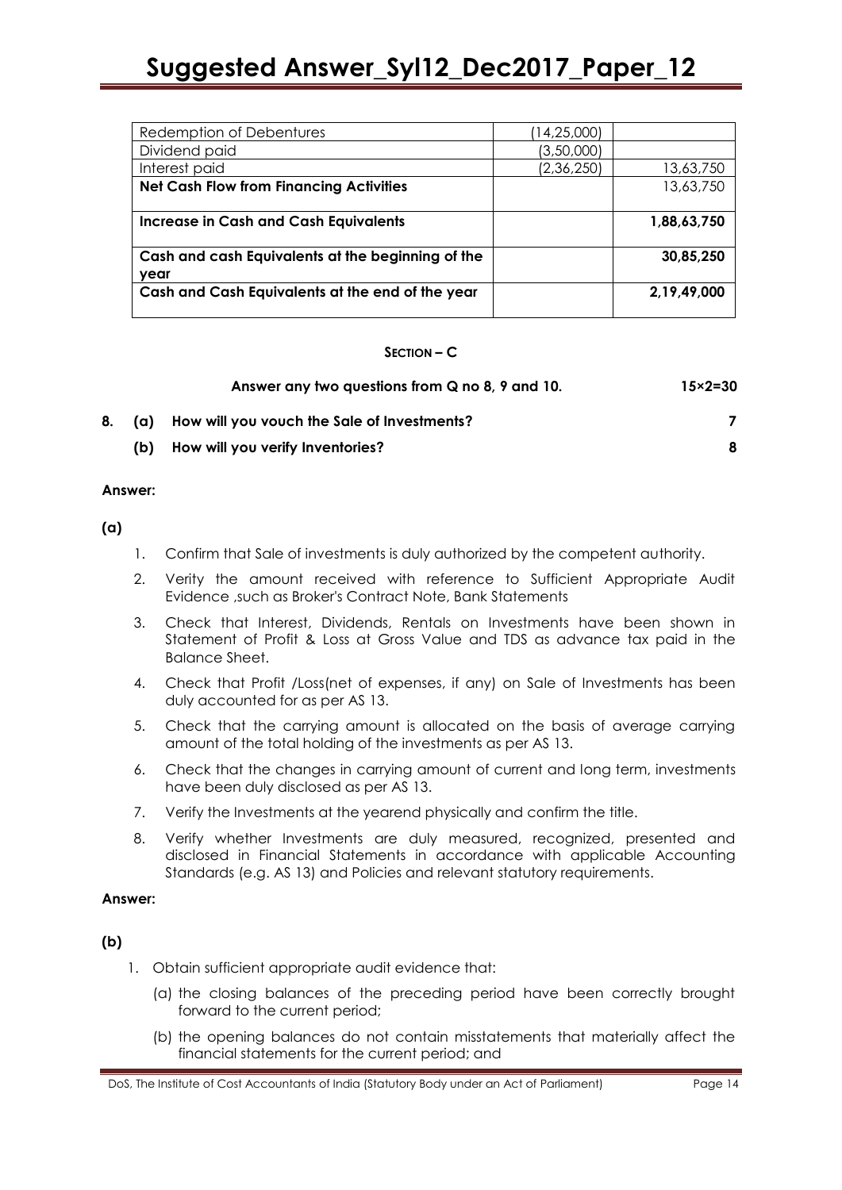| Redemption of Debentures | (14,25,000) | |
| --- | --- | --- |
| Dividend paid | (3,50,000) | |
| Interest paid | (2,36,250) | 13,63,750 |
| **Net Cash Flow from Financing Activities** | | 13,63,750 |
| **Increase in Cash and Cash Equivalents** | | **1,88,63,750** |
| **Cash and cash Equivalents at the beginning of the year** | | **30,85,250** |
| **Cash and Cash Equivalents at the end of the year** | | **2,19,49,000** |

**SECTION – C**

**Answer any two questions from Q no 8, 9 and 10.** **15×2=30**

**8. (a) How will you vouch the Sale of Investments?** **7**

**(b) How will you verify Inventories?** **8**

**Answer:**

**(a)**

1. Confirm that Sale of investments is duly authorized by the competent authority.
2. Verity the amount received with reference to Sufficient Appropriate Audit Evidence ,such as Broker's Contract Note, Bank Statements
3. Check that Interest, Dividends, Rentals on Investments have been shown in Statement of Profit & Loss at Gross Value and TDS as advance tax paid in the Balance Sheet.
4. Check that Profit /Loss(net of expenses, if any) on Sale of Investments has been duly accounted for as per AS 13.
5. Check that the carrying amount is allocated on the basis of average carrying amount of the total holding of the investments as per AS 13.
6. Check that the changes in carrying amount of current and long term, investments have been duly disclosed as per AS 13.
7. Verify the Investments at the yearend physically and confirm the title.
8. Verify whether Investments are duly measured, recognized, presented and disclosed in Financial Statements in accordance with applicable Accounting Standards (e.g. AS 13) and Policies and relevant statutory requirements.

**Answer:**

**(b)**

1. Obtain sufficient appropriate audit evidence that:
   (a) the closing balances of the preceding period have been correctly brought forward to the current period;
   (b) the opening balances do not contain misstatements that materially affect the financial statements for the current period; and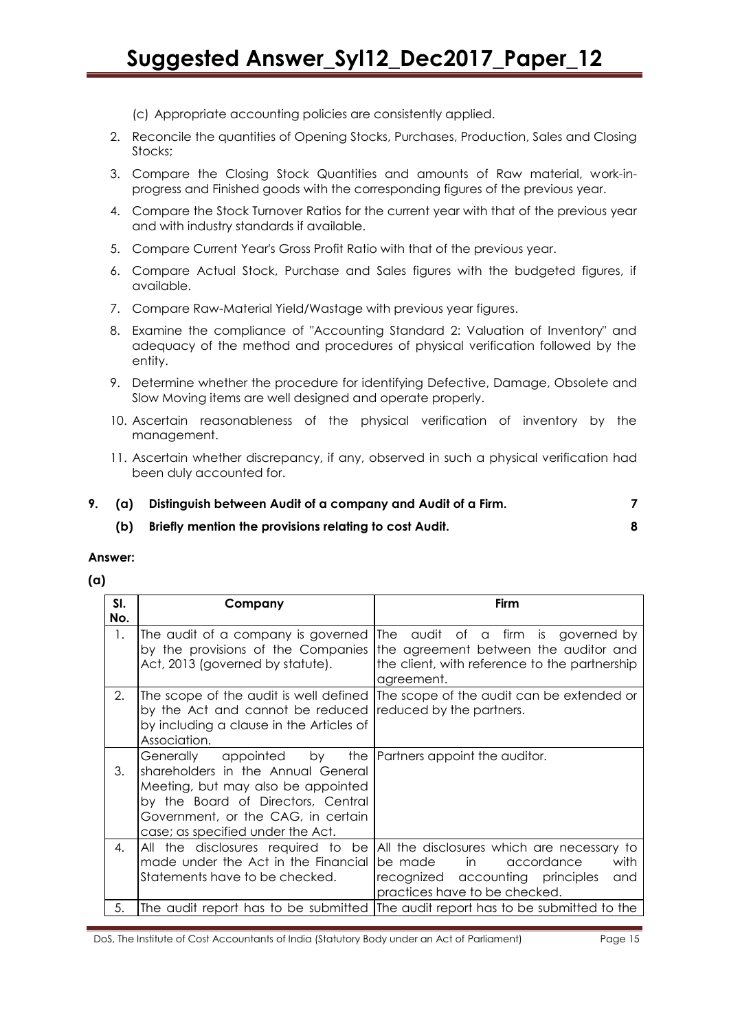(c) Appropriate accounting policies are consistently applied.

2. Reconcile the quantities of Opening Stocks, Purchases, Production, Sales and Closing Stocks;
3. Compare the Closing Stock Quantities and amounts of Raw material, work-in-progress and Finished goods with the corresponding figures of the previous year.
4. Compare the Stock Turnover Ratios for the current year with that of the previous year and with industry standards if available.
5. Compare Current Year's Gross Profit Ratio with that of the previous year.
6. Compare Actual Stock, Purchase and Sales figures with the budgeted figures, if available.
7. Compare Raw-Material Yield/Wastage with previous year figures.
8. Examine the compliance of "Accounting Standard 2: Valuation of Inventory" and adequacy of the method and procedures of physical verification followed by the entity.
9. Determine whether the procedure for identifying Defective, Damage, Obsolete and Slow Moving items are well designed and operate properly.
10. Ascertain reasonableness of the physical verification of inventory by the management.
11. Ascertain whether discrepancy, if any, observed in such a physical verification had been duly accounted for.

**9. (a) Distinguish between Audit of a company and Audit of a Firm.** **7**

**(b) Briefly mention the provisions relating to cost Audit.** **8**

**Answer:**

**(a)**

| Sl. No. | Company | Firm |
|---|---|---|
| 1. | The audit of a company is governed by the provisions of the Companies Act, 2013 (governed by statute). | The audit of a firm is governed by the agreement between the auditor and the client, with reference to the partnership agreement. |
| 2. | The scope of the audit is well defined by the Act and cannot be reduced by including a clause in the Articles of Association. | The scope of the audit can be extended or reduced by the partners. |
| 3. | Generally appointed by the shareholders in the Annual General Meeting, but may also be appointed by the Board of Directors, Central Government, or the CAG, in certain case; as specified under the Act. | Partners appoint the auditor. |
| 4. | All the disclosures required to be made under the Act in the Financial Statements have to be checked. | All the disclosures which are necessary to be made in accordance with recognized accounting principles and practices have to be checked. |
| 5. | The audit report has to be submitted | The audit report has to be submitted to the |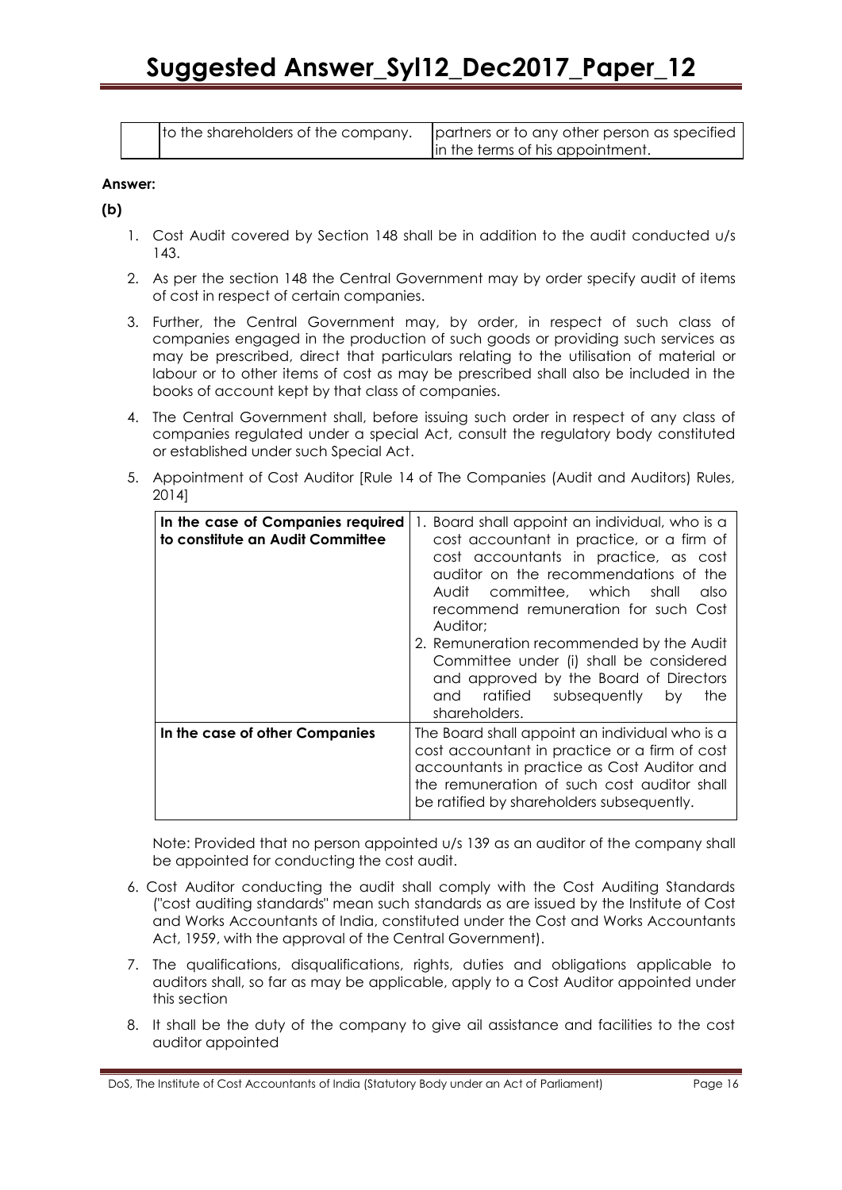| | to the shareholders of the company. | partners or to any other person as specified in the terms of his appointment. |
|---|---|---|

**Answer:**

**(b)**

1. Cost Audit covered by Section 148 shall be in addition to the audit conducted u/s 143.
2. As per the section 148 the Central Government may by order specify audit of items of cost in respect of certain companies.
3. Further, the Central Government may, by order, in respect of such class of companies engaged in the production of such goods or providing such services as may be prescribed, direct that particulars relating to the utilisation of material or labour or to other items of cost as may be prescribed shall also be included in the books of account kept by that class of companies.
4. The Central Government shall, before issuing such order in respect of any class of companies regulated under a special Act, consult the regulatory body constituted or established under such Special Act.
5. Appointment of Cost Auditor [Rule 14 of The Companies (Audit and Auditors) Rules, 2014]

| **In the case of Companies required to constitute an Audit Committee** | 1. Board shall appoint an individual, who is a cost accountant in practice, or a firm of cost accountants in practice, as cost auditor on the recommendations of the Audit committee, which shall also recommend remuneration for such Cost Auditor;<br>2. Remuneration recommended by the Audit Committee under (i) shall be considered and approved by the Board of Directors and ratified subsequently by the shareholders. |
|---|---|
| **In the case of other Companies** | The Board shall appoint an individual who is a cost accountant in practice or a firm of cost accountants in practice as Cost Auditor and the remuneration of such cost auditor shall be ratified by shareholders subsequently. |

Note: Provided that no person appointed u/s 139 as an auditor of the company shall be appointed for conducting the cost audit.

6. Cost Auditor conducting the audit shall comply with the Cost Auditing Standards ("cost auditing standards" mean such standards as are issued by the Institute of Cost and Works Accountants of India, constituted under the Cost and Works Accountants Act, 1959, with the approval of the Central Government).
7. The qualifications, disqualifications, rights, duties and obligations applicable to auditors shall, so far as may be applicable, apply to a Cost Auditor appointed under this section
8. It shall be the duty of the company to give ail assistance and facilities to the cost auditor appointed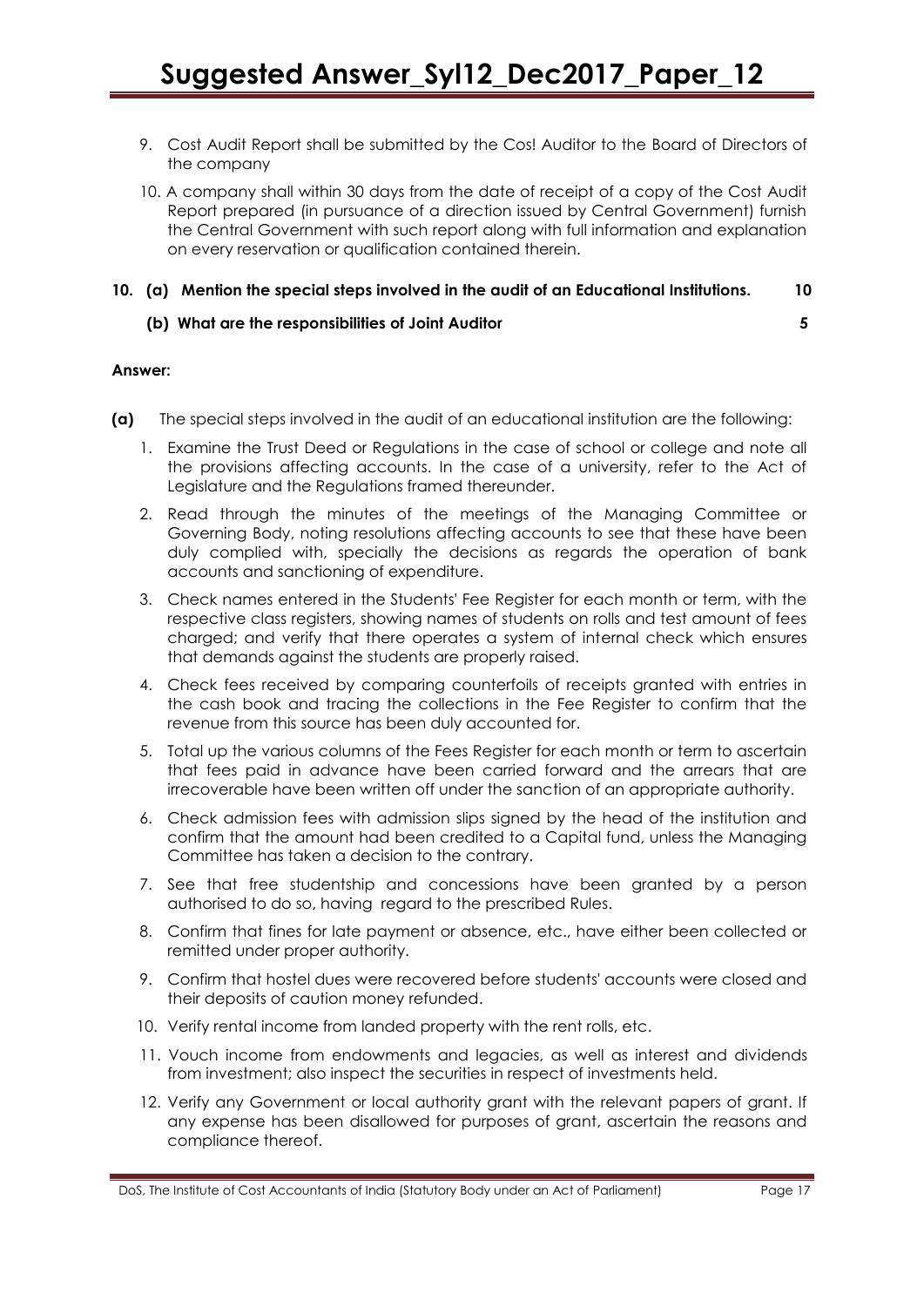9. Cost Audit Report shall be submitted by the Cos! Auditor to the Board of Directors of the company

10. A company shall within 30 days from the date of receipt of a copy of the Cost Audit Report prepared (in pursuance of a direction issued by Central Government) furnish the Central Government with such report along with full information and explanation on every reservation or qualification contained therein.

**10. (a) Mention the special steps involved in the audit of an Educational Institutions. 10**

**(b) What are the responsibilities of Joint Auditor 5**

**Answer:**

**(a)** The special steps involved in the audit of an educational institution are the following:

1. Examine the Trust Deed or Regulations in the case of school or college and note all the provisions affecting accounts. In the case of a university, refer to the Act of Legislature and the Regulations framed thereunder.
2. Read through the minutes of the meetings of the Managing Committee or Governing Body, noting resolutions affecting accounts to see that these have been duly complied with, specially the decisions as regards the operation of bank accounts and sanctioning of expenditure.
3. Check names entered in the Students' Fee Register for each month or term, with the respective class registers, showing names of students on rolls and test amount of fees charged; and verify that there operates a system of internal check which ensures that demands against the students are properly raised.
4. Check fees received by comparing counterfoils of receipts granted with entries in the cash book and tracing the collections in the Fee Register to confirm that the revenue from this source has been duly accounted for.
5. Total up the various columns of the Fees Register for each month or term to ascertain that fees paid in advance have been carried forward and the arrears that are irrecoverable have been written off under the sanction of an appropriate authority.
6. Check admission fees with admission slips signed by the head of the institution and confirm that the amount had been credited to a Capital fund, unless the Managing Committee has taken a decision to the contrary.
7. See that free studentship and concessions have been granted by a person authorised to do so, having regard to the prescribed Rules.
8. Confirm that fines for late payment or absence, etc., have either been collected or remitted under proper authority.
9. Confirm that hostel dues were recovered before students' accounts were closed and their deposits of caution money refunded.
10. Verify rental income from landed property with the rent rolls, etc.
11. Vouch income from endowments and legacies, as well as interest and dividends from investment; also inspect the securities in respect of investments held.
12. Verify any Government or local authority grant with the relevant papers of grant. If any expense has been disallowed for purposes of grant, ascertain the reasons and compliance thereof.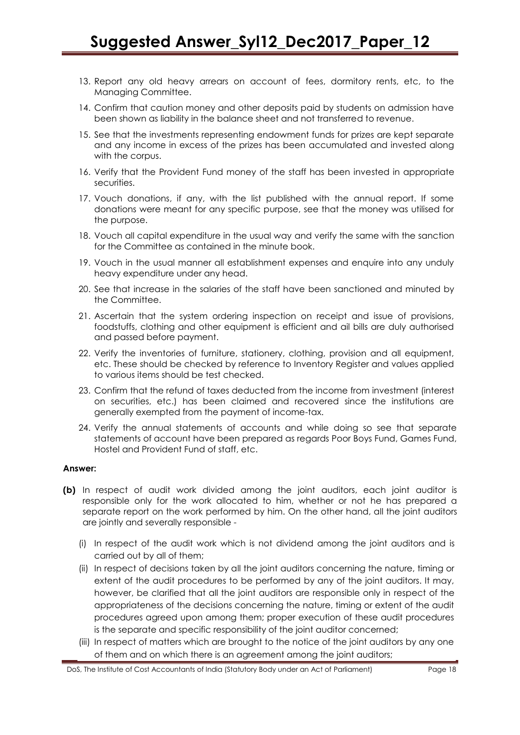13. Report any old heavy arrears on account of fees, dormitory rents, etc, to the Managing Committee.
14. Confirm that caution money and other deposits paid by students on admission have been shown as liability in the balance sheet and not transferred to revenue.
15. See that the investments representing endowment funds for prizes are kept separate and any income in excess of the prizes has been accumulated and invested along with the corpus.
16. Verify that the Provident Fund money of the staff has been invested in appropriate securities.
17. Vouch donations, if any, with the list published with the annual report. If some donations were meant for any specific purpose, see that the money was utilised for the purpose.
18. Vouch all capital expenditure in the usual way and verify the same with the sanction for the Committee as contained in the minute book.
19. Vouch in the usual manner all establishment expenses and enquire into any unduly heavy expenditure under any head.
20. See that increase in the salaries of the staff have been sanctioned and minuted by the Committee.
21. Ascertain that the system ordering inspection on receipt and issue of provisions, foodstuffs, clothing and other equipment is efficient and all bills are duly authorised and passed before payment.
22. Verify the inventories of furniture, stationery, clothing, provision and all equipment, etc. These should be checked by reference to Inventory Register and values applied to various items should be test checked.
23. Confirm that the refund of taxes deducted from the income from investment (interest on securities, etc.) has been claimed and recovered since the institutions are generally exempted from the payment of income-tax.
24. Verify the annual statements of accounts and while doing so see that separate statements of account have been prepared as regards Poor Boys Fund, Games Fund, Hostel and Provident Fund of staff, etc.

**Answer:**

**(b)** In respect of audit work divided among the joint auditors, each joint auditor is responsible only for the work allocated to him, whether or not he has prepared a separate report on the work performed by him. On the other hand, all the joint auditors are jointly and severally responsible -

(i) In respect of the audit work which is not dividend among the joint auditors and is carried out by all of them;

(ii) In respect of decisions taken by all the joint auditors concerning the nature, timing or extent of the audit procedures to be performed by any of the joint auditors. It may, however, be clarified that all the joint auditors are responsible only in respect of the appropriateness of the decisions concerning the nature, timing or extent of the audit procedures agreed upon among them; proper execution of these audit procedures is the separate and specific responsibility of the joint auditor concerned;

(iii) In respect of matters which are brought to the notice of the joint auditors by any one of them and on which there is an agreement among the joint auditors;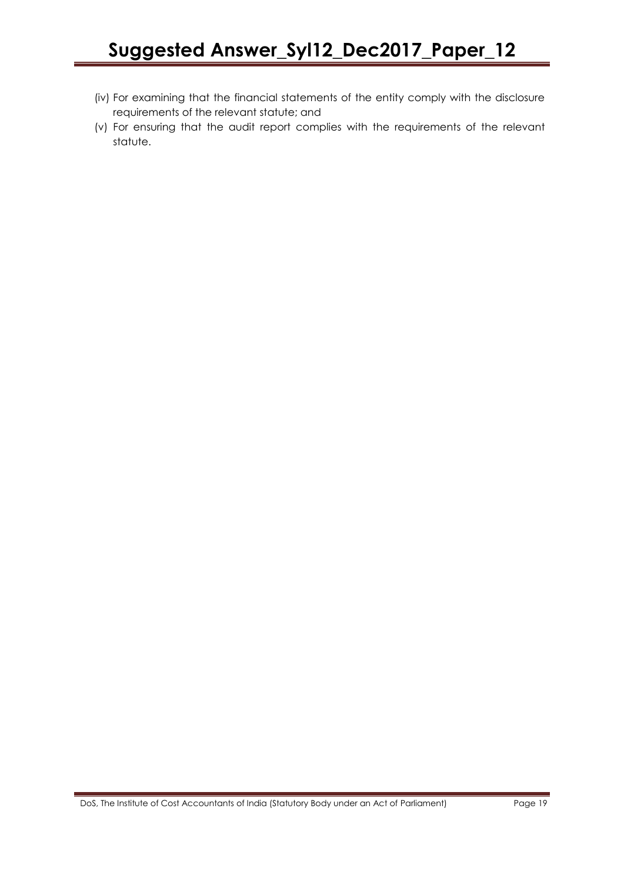(iv) For examining that the financial statements of the entity comply with the disclosure requirements of the relevant statute; and

(v) For ensuring that the audit report complies with the requirements of the relevant statute.